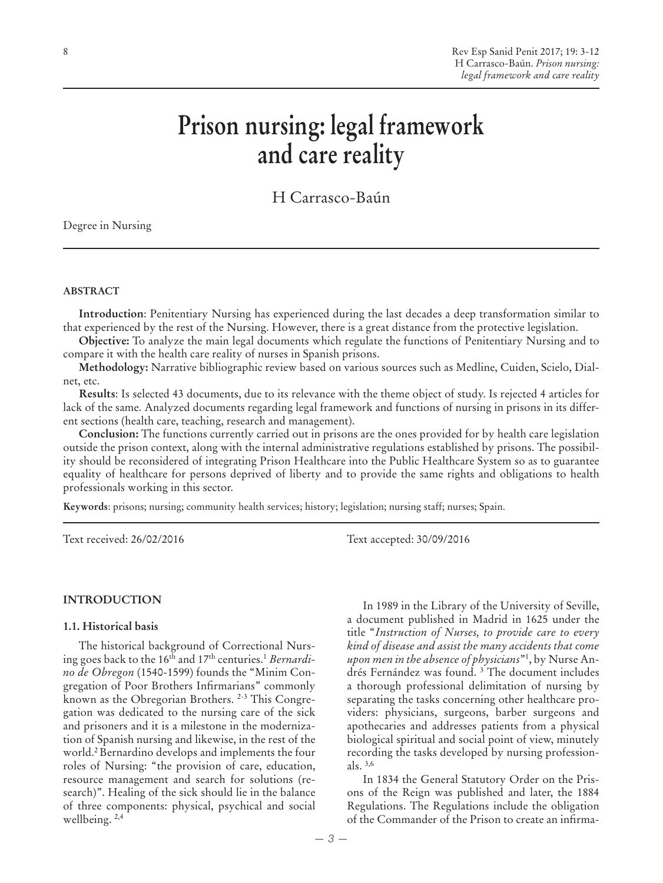# Prison nursing: legal framework and care reality

H Carrasco-Baún

Degree in Nursing

**ABSTRACT**

**Introduction**: Penitentiary Nursing has experienced during the last decades a deep transformation similar to that experienced by the rest of the Nursing. However, there is a great distance from the protective legislation.

**Objective:** To analyze the main legal documents which regulate the functions of Penitentiary Nursing and to compare it with the health care reality of nurses in Spanish prisons.

**Methodology:** Narrative bibliographic review based on various sources such as Medline, Cuiden, Scielo, Dialnet, etc.

**Results**: Is selected 43 documents, due to its relevance with the theme object of study. Is rejected 4 articles for lack of the same. Analyzed documents regarding legal framework and functions of nursing in prisons in its different sections (health care, teaching, research and management).

**Conclusion:** The functions currently carried out in prisons are the ones provided for by health care legislation outside the prison context, along with the internal administrative regulations established by prisons. The possibility should be reconsidered of integrating Prison Healthcare into the Public Healthcare System so as to guarantee equality of healthcare for persons deprived of liberty and to provide the same rights and obligations to health professionals working in this sector.

**Keywords**: prisons; nursing; community health services; history; legislation; nursing staff; nurses; Spain.

Text received: 26/02/2016 Text accepted: 30/09/2016

## INTRODUCTION

### 1.1. Historical basis

The historical background of Correctional Nursing goes back to the 16th and 17th centuries.[1] *Bernardino de Obregon* (1540-1599) founds the "Minim Congregation of Poor Brothers Infirmarians" commonly known as the Obregorian Brothers. [2-3] This Congregation was dedicated to the nursing care of the sick and prisoners and it is a milestone in the modernization of Spanish nursing and likewise, in the rest of the world.[2] Bernardino develops and implements the four roles of Nursing: "the provision of care, education, resource management and search for solutions (research)". Healing of the sick should lie in the balance of three components: physical, psychical and social wellbeing. [2,4]

In 1989 in the Library of the University of Seville, a document published in Madrid in 1625 under the title "*Instruction of Nurses, to provide care to every kind of disease and assist the many accidents that come upon men in the absence of physicians*"[1], by Nurse Andrés Fernández was found. [3] The document includes a thorough professional delimitation of nursing by separating the tasks concerning other healthcare providers: physicians, surgeons, barber surgeons and apothecaries and addresses patients from a physical biological spiritual and social point of view, minutely recording the tasks developed by nursing professionals. [3,6]

In 1834 the General Statutory Order on the Prisons of the Reign was published and later, the 1884 Regulations. The Regulations include the obligation of the Commander of the Prison to create an infirma-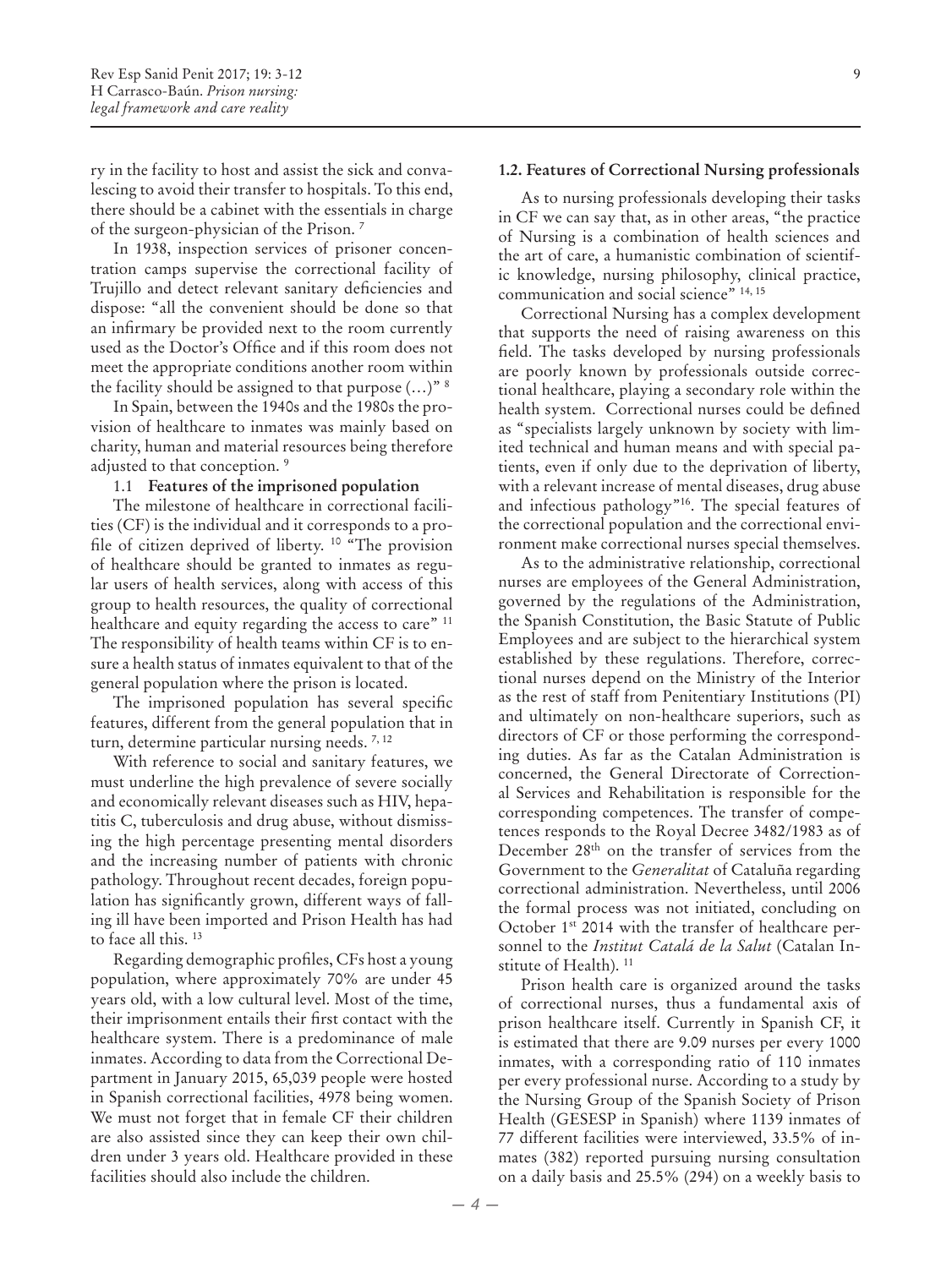ry in the facility to host and assist the sick and convalescing to avoid their transfer to hospitals. To this end, there should be a cabinet with the essentials in charge of the surgeon-physician of the Prison. [7]

In 1938, inspection services of prisoner concentration camps supervise the correctional facility of Trujillo and detect relevant sanitary deficiencies and dispose: "all the convenient should be done so that an infirmary be provided next to the room currently used as the Doctor's Office and if this room does not meet the appropriate conditions another room within the facility should be assigned to that purpose (…)" [8]

In Spain, between the 1940s and the 1980s the provision of healthcare to inmates was mainly based on charity, human and material resources being therefore adjusted to that conception. [9]

### 1.1 Features of the imprisoned population

The milestone of healthcare in correctional facilities (CF) is the individual and it corresponds to a profile of citizen deprived of liberty. [10] "The provision of healthcare should be granted to inmates as regular users of health services, along with access of this group to health resources, the quality of correctional healthcare and equity regarding the access to care" [11] The responsibility of health teams within CF is to ensure a health status of inmates equivalent to that of the general population where the prison is located.

The imprisoned population has several specific features, different from the general population that in turn, determine particular nursing needs. [7, 12]

With reference to social and sanitary features, we must underline the high prevalence of severe socially and economically relevant diseases such as HIV, hepatitis C, tuberculosis and drug abuse, without dismissing the high percentage presenting mental disorders and the increasing number of patients with chronic pathology. Throughout recent decades, foreign population has significantly grown, different ways of falling ill have been imported and Prison Health has had to face all this. [13]

Regarding demographic profiles, CFs host a young population, where approximately 70% are under 45 years old, with a low cultural level. Most of the time, their imprisonment entails their first contact with the healthcare system. There is a predominance of male inmates. According to data from the Correctional Department in January 2015, 65,039 people were hosted in Spanish correctional facilities, 4978 being women. We must not forget that in female CF their children are also assisted since they can keep their own children under 3 years old. Healthcare provided in these facilities should also include the children.

### 1.2. Features of Correctional Nursing professionals

As to nursing professionals developing their tasks in CF we can say that, as in other areas, "the practice of Nursing is a combination of health sciences and the art of care, a humanistic combination of scientific knowledge, nursing philosophy, clinical practice, communication and social science" [14, 15]

Correctional Nursing has a complex development that supports the need of raising awareness on this field. The tasks developed by nursing professionals are poorly known by professionals outside correctional healthcare, playing a secondary role within the health system. Correctional nurses could be defined as "specialists largely unknown by society with limited technical and human means and with special patients, even if only due to the deprivation of liberty, with a relevant increase of mental diseases, drug abuse and infectious pathology"[16]. The special features of the correctional population and the correctional environment make correctional nurses special themselves.

As to the administrative relationship, correctional nurses are employees of the General Administration, governed by the regulations of the Administration, the Spanish Constitution, the Basic Statute of Public Employees and are subject to the hierarchical system established by these regulations. Therefore, correctional nurses depend on the Ministry of the Interior as the rest of staff from Penitentiary Institutions (PI) and ultimately on non-healthcare superiors, such as directors of CF or those performing the corresponding duties. As far as the Catalan Administration is concerned, the General Directorate of Correctional Services and Rehabilitation is responsible for the corresponding competences. The transfer of competences responds to the Royal Decree 3482/1983 as of December 28th on the transfer of services from the Government to the *Generalitat* of Cataluña regarding correctional administration. Nevertheless, until 2006 the formal process was not initiated, concluding on October 1st 2014 with the transfer of healthcare personnel to the *Institut Catalá de la Salut* (Catalan Institute of Health). [11]

Prison health care is organized around the tasks of correctional nurses, thus a fundamental axis of prison healthcare itself. Currently in Spanish CF, it is estimated that there are 9.09 nurses per every 1000 inmates, with a corresponding ratio of 110 inmates per every professional nurse. According to a study by the Nursing Group of the Spanish Society of Prison Health (GESESP in Spanish) where 1139 inmates of 77 different facilities were interviewed, 33.5% of inmates (382) reported pursuing nursing consultation on a daily basis and 25.5% (294) on a weekly basis to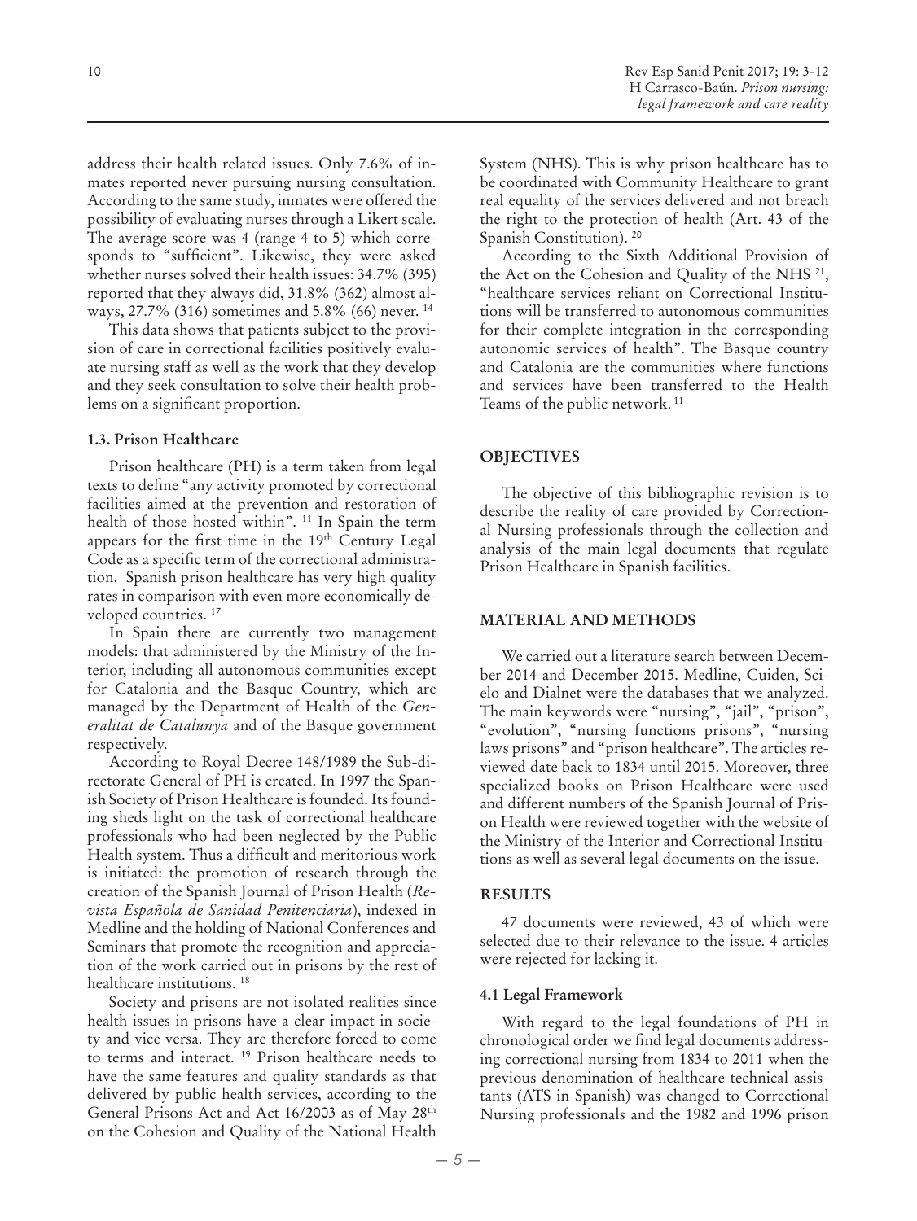address their health related issues. Only 7.6% of inmates reported never pursuing nursing consultation. According to the same study, inmates were offered the possibility of evaluating nurses through a Likert scale. The average score was 4 (range 4 to 5) which corresponds to "sufficient". Likewise, they were asked whether nurses solved their health issues: 34.7% (395) reported that they always did, 31.8% (362) almost always, 27.7% (316) sometimes and 5.8% (66) never. [14]

This data shows that patients subject to the provision of care in correctional facilities positively evaluate nursing staff as well as the work that they develop and they seek consultation to solve their health problems on a significant proportion.

### 1.3. Prison Healthcare

Prison healthcare (PH) is a term taken from legal texts to define "any activity promoted by correctional facilities aimed at the prevention and restoration of health of those hosted within". [11] In Spain the term appears for the first time in the 19th Century Legal Code as a specific term of the correctional administration. Spanish prison healthcare has very high quality rates in comparison with even more economically developed countries. [17]

In Spain there are currently two management models: that administered by the Ministry of the Interior, including all autonomous communities except for Catalonia and the Basque Country, which are managed by the Department of Health of the *Generalitat de Catalunya* and of the Basque government respectively.

According to Royal Decree 148/1989 the Sub-directorate General of PH is created. In 1997 the Spanish Society of Prison Healthcare is founded. Its founding sheds light on the task of correctional healthcare professionals who had been neglected by the Public Health system. Thus a difficult and meritorious work is initiated: the promotion of research through the creation of the Spanish Journal of Prison Health (*Revista Española de Sanidad Penitenciaria*), indexed in Medline and the holding of National Conferences and Seminars that promote the recognition and appreciation of the work carried out in prisons by the rest of healthcare institutions. [18]

Society and prisons are not isolated realities since health issues in prisons have a clear impact in society and vice versa. They are therefore forced to come to terms and interact. [19] Prison healthcare needs to have the same features and quality standards as that delivered by public health services, according to the General Prisons Act and Act 16/2003 as of May 28th on the Cohesion and Quality of the National Health System (NHS). This is why prison healthcare has to be coordinated with Community Healthcare to grant real equality of the services delivered and not breach the right to the protection of health (Art. 43 of the Spanish Constitution). [20]

According to the Sixth Additional Provision of the Act on the Cohesion and Quality of the NHS [21], "healthcare services reliant on Correctional Institutions will be transferred to autonomous communities for their complete integration in the corresponding autonomic services of health". The Basque country and Catalonia are the communities where functions and services have been transferred to the Health Teams of the public network. [11]

## OBJECTIVES

The objective of this bibliographic revision is to describe the reality of care provided by Correctional Nursing professionals through the collection and analysis of the main legal documents that regulate Prison Healthcare in Spanish facilities.

## MATERIAL AND METHODS

We carried out a literature search between December 2014 and December 2015. Medline, Cuiden, Scielo and Dialnet were the databases that we analyzed. The main keywords were "nursing", "jail", "prison", "evolution", "nursing functions prisons", "nursing laws prisons" and "prison healthcare". The articles reviewed date back to 1834 until 2015. Moreover, three specialized books on Prison Healthcare were used and different numbers of the Spanish Journal of Prison Health were reviewed together with the website of the Ministry of the Interior and Correctional Institutions as well as several legal documents on the issue.

## RESULTS

47 documents were reviewed, 43 of which were selected due to their relevance to the issue. 4 articles were rejected for lacking it.

### 4.1 Legal Framework

With regard to the legal foundations of PH in chronological order we find legal documents addressing correctional nursing from 1834 to 2011 when the previous denomination of healthcare technical assistants (ATS in Spanish) was changed to Correctional Nursing professionals and the 1982 and 1996 prison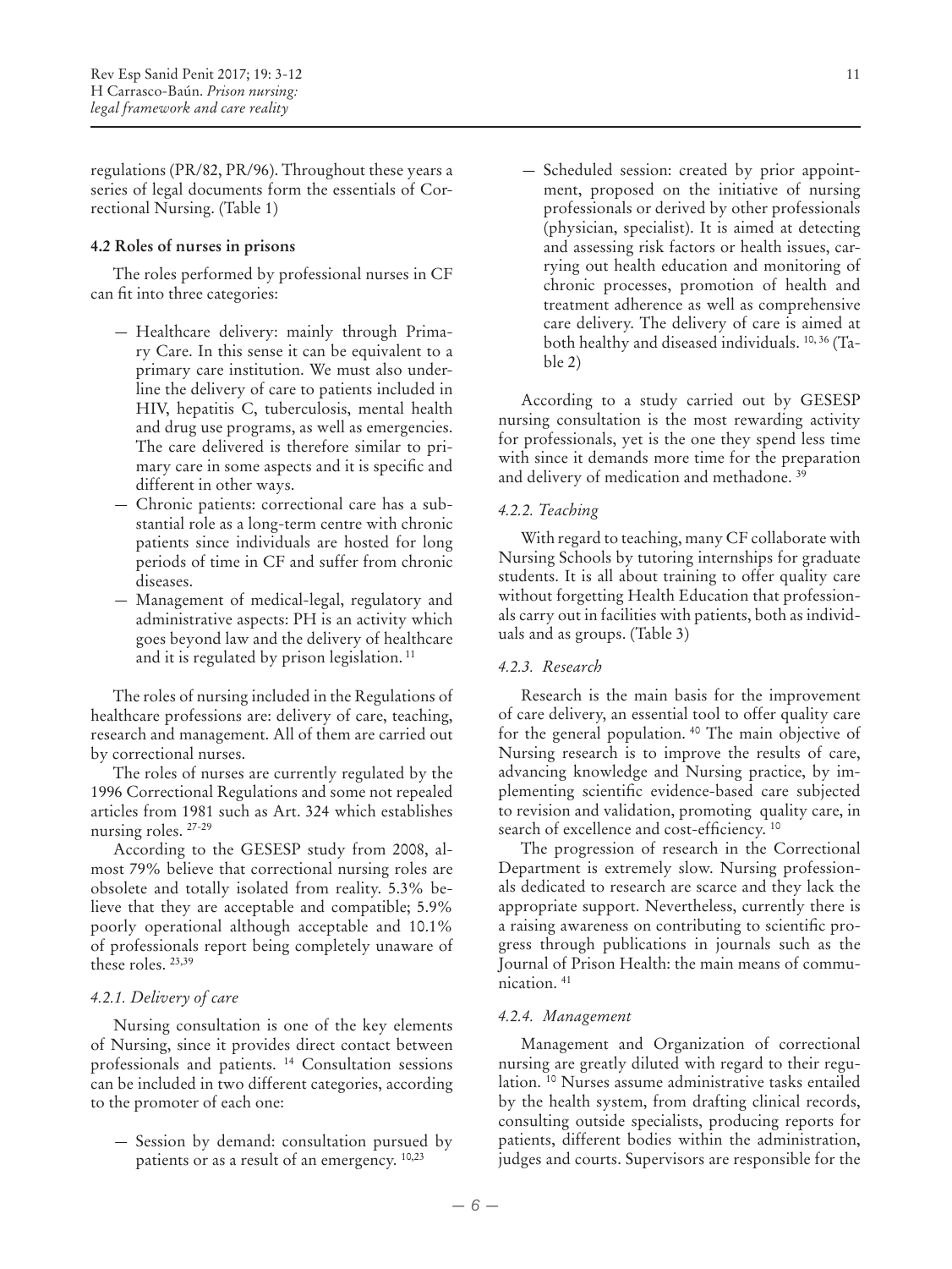regulations (PR/82, PR/96). Throughout these years a series of legal documents form the essentials of Correctional Nursing. (Table 1)

### 4.2 Roles of nurses in prisons

The roles performed by professional nurses in CF can fit into three categories:

- Healthcare delivery: mainly through Primary Care. In this sense it can be equivalent to a primary care institution. We must also underline the delivery of care to patients included in HIV, hepatitis C, tuberculosis, mental health and drug use programs, as well as emergencies. The care delivered is therefore similar to primary care in some aspects and it is specific and different in other ways.
- Chronic patients: correctional care has a substantial role as a long-term centre with chronic patients since individuals are hosted for long periods of time in CF and suffer from chronic diseases.
- Management of medical-legal, regulatory and administrative aspects: PH is an activity which goes beyond law and the delivery of healthcare and it is regulated by prison legislation. [11]

The roles of nursing included in the Regulations of healthcare professions are: delivery of care, teaching, research and management. All of them are carried out by correctional nurses.

The roles of nurses are currently regulated by the 1996 Correctional Regulations and some not repealed articles from 1981 such as Art. 324 which establishes nursing roles. [27-29]

According to the GESESP study from 2008, almost 79% believe that correctional nursing roles are obsolete and totally isolated from reality. 5.3% believe that they are acceptable and compatible; 5.9% poorly operational although acceptable and 10.1% of professionals report being completely unaware of these roles. [23,39]

#### *4.2.1. Delivery of care*

Nursing consultation is one of the key elements of Nursing, since it provides direct contact between professionals and patients. [14] Consultation sessions can be included in two different categories, according to the promoter of each one:

- Session by demand: consultation pursued by patients or as a result of an emergency. [10,23]
- Scheduled session: created by prior appointment, proposed on the initiative of nursing professionals or derived by other professionals (physician, specialist). It is aimed at detecting and assessing risk factors or health issues, carrying out health education and monitoring of chronic processes, promotion of health and treatment adherence as well as comprehensive care delivery. The delivery of care is aimed at both healthy and diseased individuals. [10, 36] (Table 2)

According to a study carried out by GESESP nursing consultation is the most rewarding activity for professionals, yet is the one they spend less time with since it demands more time for the preparation and delivery of medication and methadone. [39]

#### *4.2.2. Teaching*

With regard to teaching, many CF collaborate with Nursing Schools by tutoring internships for graduate students. It is all about training to offer quality care without forgetting Health Education that professionals carry out in facilities with patients, both as individuals and as groups. (Table 3)

#### *4.2.3. Research*

Research is the main basis for the improvement of care delivery, an essential tool to offer quality care for the general population. [40] The main objective of Nursing research is to improve the results of care, advancing knowledge and Nursing practice, by implementing scientific evidence-based care subjected to revision and validation, promoting quality care, in search of excellence and cost-efficiency. [10]

The progression of research in the Correctional Department is extremely slow. Nursing professionals dedicated to research are scarce and they lack the appropriate support. Nevertheless, currently there is a raising awareness on contributing to scientific progress through publications in journals such as the Journal of Prison Health: the main means of communication. [41]

#### *4.2.4. Management*

Management and Organization of correctional nursing are greatly diluted with regard to their regulation. [10] Nurses assume administrative tasks entailed by the health system, from drafting clinical records, consulting outside specialists, producing reports for patients, different bodies within the administration, judges and courts. Supervisors are responsible for the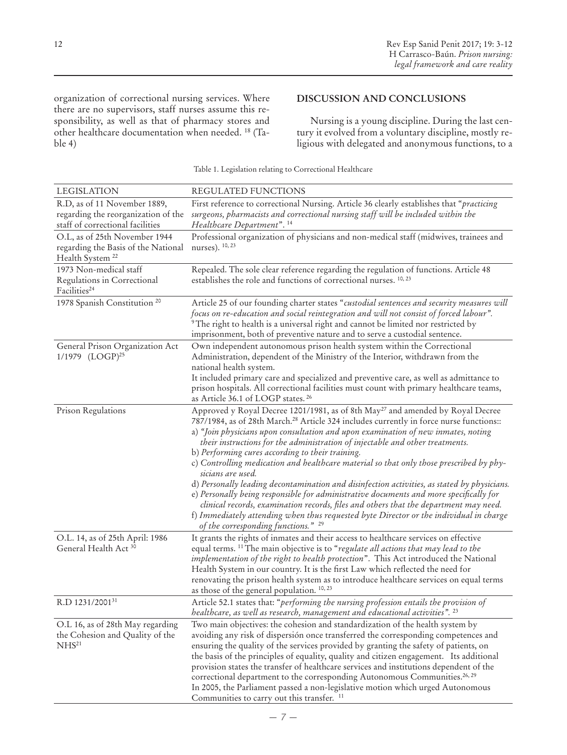organization of correctional nursing services. Where there are no supervisors, staff nurses assume this responsibility, as well as that of pharmacy stores and other healthcare documentation when needed. [18] (Table 4)

## DISCUSSION AND CONCLUSIONS

Nursing is a young discipline. During the last century it evolved from a voluntary discipline, mostly religious with delegated and anonymous functions, to a

Table 1. Legislation relating to Correctional Healthcare

| LEGISLATION | REGULATED FUNCTIONS |
|---|---|
| R.D, as of 11 November 1889, regarding the reorganization of the staff of correctional facilities | First reference to correctional Nursing. Article 36 clearly establishes that "*practicing surgeons, pharmacists and correctional nursing staff will be included within the Healthcare Department*". [14] |
| O.L, as of 25th November 1944 regarding the Basis of the National Health System [22] | Professional organization of physicians and non-medical staff (midwives, trainees and nurses). [10, 23] |
| 1973 Non-medical staff Regulations in Correctional Facilities[24] | Repealed. The sole clear reference regarding the regulation of functions. Article 48 establishes the role and functions of correctional nurses. [10, 23] |
| 1978 Spanish Constitution [20] | Article 25 of our founding charter states "*custodial sentences and security measures will focus on re-education and social reintegration and will not consist of forced labour*". [9] The right to health is a universal right and cannot be limited nor restricted by imprisonment, both of preventive nature and to serve a custodial sentence. |
| General Prison Organization Act 1/1979 (LOGP)[25] | Own independent autonomous prison health system within the Correctional Administration, dependent of the Ministry of the Interior, withdrawn from the national health system.<br>It included primary care and specialized and preventive care, as well as admittance to prison hospitals. All correctional facilities must count with primary healthcare teams, as Article 36.1 of LOGP states. [26] |
| Prison Regulations | Approved y Royal Decree 1201/1981, as of 8th May[27] and amended by Royal Decree 787/1984, as of 28th March.[28] Article 324 includes currently in force nurse functions::<br>a) *"Join physicians upon consultation and upon examination of new inmates, noting their instructions for the administration of injectable and other treatments.*<br>b) *Performing cures according to their training.*<br>c) *Controlling medication and healthcare material so that only those prescribed by physicians are used.*<br>d) *Personally leading decontamination and disinfection activities, as stated by physicians.*<br>e) *Personally being responsible for administrative documents and more specifically for clinical records, examination records, files and others that the department may need.*<br>f) *Immediately attending when thus requested byte Director or the individual in charge of the corresponding functions."* [29] |
| O.L. 14, as of 25th April: 1986 General Health Act [30] | It grants the rights of inmates and their access to healthcare services on effective equal terms. [11] The main objective is to "*regulate all actions that may lead to the implementation of the right to health protection*". This Act introduced the National Health System in our country. It is the first Law which reflected the need for renovating the prison health system as to introduce healthcare services on equal terms as those of the general population. [10, 23] |
| R.D 1231/2001[31] | Article 52.1 states that: "*performing the nursing profession entails the provision of healthcare, as well as research, management and educational activities*". [23] |
| O.L 16, as of 28th May regarding the Cohesion and Quality of the NHS[21] | Two main objectives: the cohesion and standardization of the health system by avoiding any risk of dispersión once transferred the corresponding competences and ensuring the quality of the services provided by granting the safety of patients, on the basis of the principles of equality, quality and citizen engagement. Its additional provision states the transfer of healthcare services and institutions dependent of the correctional department to the corresponding Autonomous Communities.[26, 29]<br>In 2005, the Parliament passed a non-legislative motion which urged Autonomous Communities to carry out this transfer. [11] |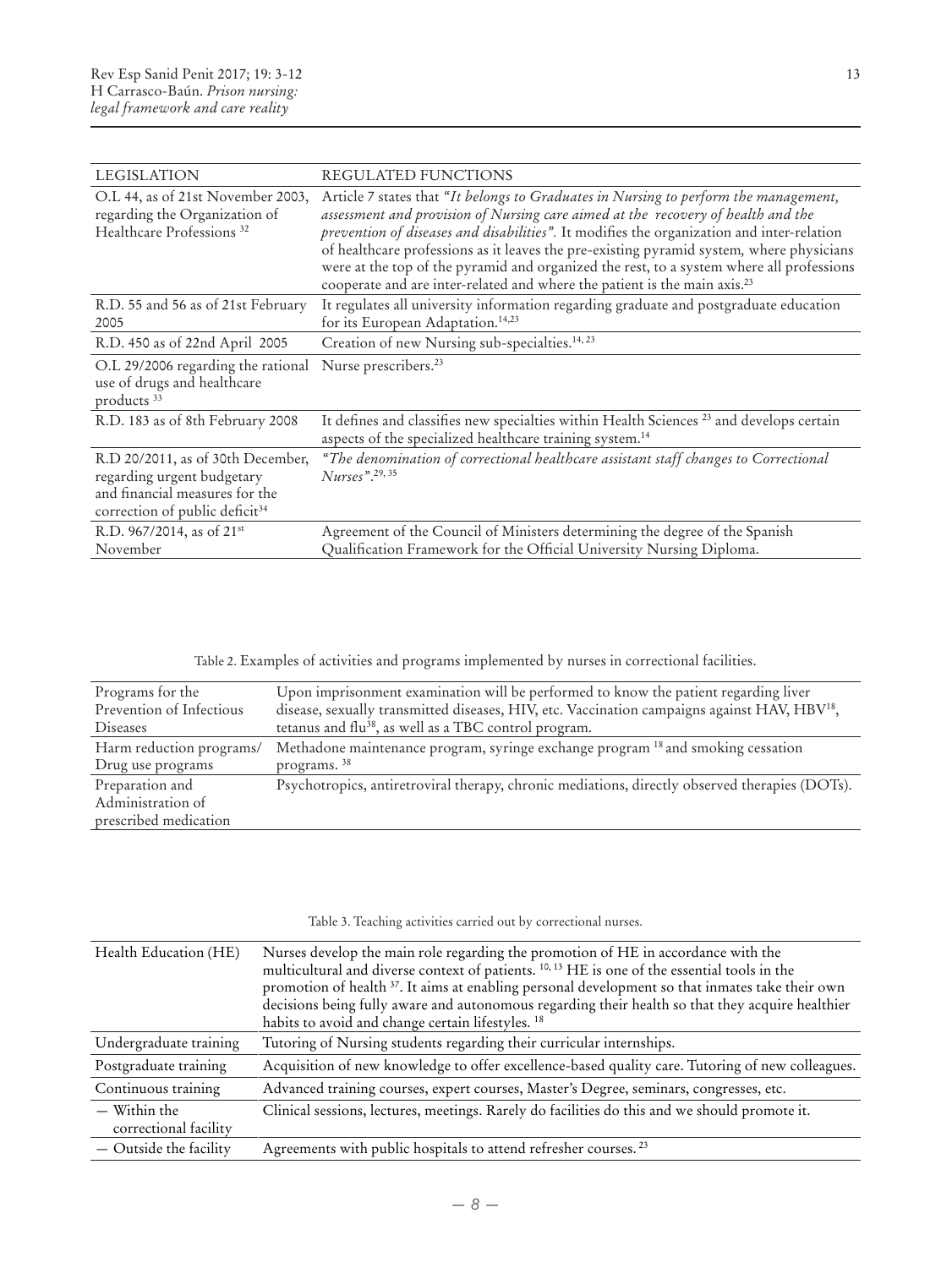| LEGISLATION | REGULATED FUNCTIONS |
|---|---|
| O.L 44, as of 21st November 2003, regarding the Organization of Healthcare Professions [32] | Article 7 states that *"It belongs to Graduates in Nursing to perform the management, assessment and provision of Nursing care aimed at the recovery of health and the prevention of diseases and disabilities".* It modifies the organization and inter-relation of healthcare professions as it leaves the pre-existing pyramid system, where physicians were at the top of the pyramid and organized the rest, to a system where all professions cooperate and are inter-related and where the patient is the main axis.[23] |
| R.D. 55 and 56 as of 21st February 2005 | It regulates all university information regarding graduate and postgraduate education for its European Adaptation.[14,23] |
| R.D. 450 as of 22nd April 2005 | Creation of new Nursing sub-specialties.[14, 23] |
| O.L 29/2006 regarding the rational use of drugs and healthcare products [33] | Nurse prescribers.[23] |
| R.D. 183 as of 8th February 2008 | It defines and classifies new specialties within Health Sciences [23] and develops certain aspects of the specialized healthcare training system.[14] |
| R.D 20/2011, as of 30th December, regarding urgent budgetary and financial measures for the correction of public deficit[34] | *"The denomination of correctional healthcare assistant staff changes to Correctional Nurses".*[29, 35] |
| R.D. 967/2014, as of 21st November | Agreement of the Council of Ministers determining the degree of the Spanish Qualification Framework for the Official University Nursing Diploma. |

Table 2. Examples of activities and programs implemented by nurses in correctional facilities.

| | |
|---|---|
| Programs for the Prevention of Infectious Diseases | Upon imprisonment examination will be performed to know the patient regarding liver disease, sexually transmitted diseases, HIV, etc. Vaccination campaigns against HAV, HBV[18], tetanus and flu[38], as well as a TBC control program. |
| Harm reduction programs/ Drug use programs | Methadone maintenance program, syringe exchange program [18] and smoking cessation programs. [38] |
| Preparation and Administration of prescribed medication | Psychotropics, antiretroviral therapy, chronic mediations, directly observed therapies (DOTs). |

Table 3. Teaching activities carried out by correctional nurses.

| | |
|---|---|
| Health Education (HE) | Nurses develop the main role regarding the promotion of HE in accordance with the multicultural and diverse context of patients. [10, 13] HE is one of the essential tools in the promotion of health [37]. It aims at enabling personal development so that inmates take their own decisions being fully aware and autonomous regarding their health so that they acquire healthier habits to avoid and change certain lifestyles. [18] |
| Undergraduate training | Tutoring of Nursing students regarding their curricular internships. |
| Postgraduate training | Acquisition of new knowledge to offer excellence-based quality care. Tutoring of new colleagues. |
| Continuous training | Advanced training courses, expert courses, Master's Degree, seminars, congresses, etc. |
| — Within the correctional facility | Clinical sessions, lectures, meetings. Rarely do facilities do this and we should promote it. |
| — Outside the facility | Agreements with public hospitals to attend refresher courses. [23] |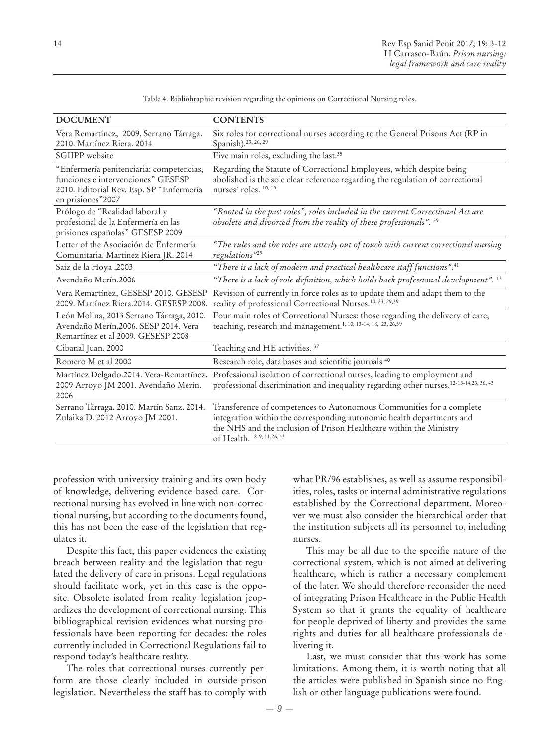Table 4. Bibliohraphic revision regarding the opinions on Correctional Nursing roles.

| DOCUMENT | CONTENTS |
|---|---|
| Vera Remartínez, 2009. Serrano Tárraga. 2010. Martínez Riera. 2014 | Six roles for correctional nurses according to the General Prisons Act (RP in Spanish).[23, 26, 29] |
| SGIIPP website | Five main roles, excluding the last.[35] |
| "Enfermería penitenciaria: competencias, funciones e intervenciones" GESESP 2010. Editorial Rev. Esp. SP "Enfermería en prisiones"2007 | Regarding the Statute of Correctional Employees, which despite being abolished is the sole clear reference regarding the regulation of correctional nurses' roles. [10, 15] |
| Prólogo de "Realidad laboral y profesional de la Enfermería en las prisiones españolas" GESESP 2009 | *"Rooted in the past roles", roles included in the current Correctional Act are obsolete and divorced from the reality of these professionals".* [39] |
| Letter of the Asociación de Enfermería Comunitaria. Martinez Riera JR. 2014 | *"The rules and the roles are utterly out of touch with current correctional nursing regulations"*[29] |
| Saiz de la Hoya .2003 | *"There is a lack of modern and practical healthcare staff functions".*[41] |
| Avendaño Merín.2006 | *"There is a lack of role definition, which holds back professional development".* [13] |
| Vera Remartínez, GESESP 2010. GESESP 2009. Martínez Riera.2014. GESESP 2008. | Revision of currently in force roles as to update them and adapt them to the reality of professional Correctional Nurses.[10, 23, 29,39] |
| León Molina, 2013 Serrano Tárraga, 2010. Avendaño Merín,2006. SESP 2014. Vera Remartínez et al 2009. GESESP 2008 | Four main roles of Correctional Nurses: those regarding the delivery of care, teaching, research and management.[1, 10, 13-14, 18, 23, 26,39] |
| Cibanal Juan. 2000 | Teaching and HE activities. [37] |
| Romero M et al 2000 | Research role, data bases and scientific journals [40] |
| Martínez Delgado.2014. Vera-Remartínez. 2009 Arroyo JM 2001. Avendaño Merín. 2006 | Professional isolation of correctional nurses, leading to employment and professional discrimination and inequality regarding other nurses.[12-13-14,23, 36, 43] |
| Serrano Tárraga. 2010. Martín Sanz. 2014. Zulaika D. 2012 Arroyo JM 2001. | Transference of competences to Autonomous Communities for a complete integration within the corresponding autonomic health departments and the NHS and the inclusion of Prison Healthcare within the Ministry of Health. [8-9, 11,26, 43] |

profession with university training and its own body of knowledge, delivering evidence-based care. Correctional nursing has evolved in line with non-correctional nursing, but according to the documents found, this has not been the case of the legislation that regulates it.

Despite this fact, this paper evidences the existing breach between reality and the legislation that regulated the delivery of care in prisons. Legal regulations should facilitate work, yet in this case is the opposite. Obsolete isolated from reality legislation jeopardizes the development of correctional nursing. This bibliographical revision evidences what nursing professionals have been reporting for decades: the roles currently included in Correctional Regulations fail to respond today's healthcare reality.

The roles that correctional nurses currently perform are those clearly included in outside-prison legislation. Nevertheless the staff has to comply with what PR/96 establishes, as well as assume responsibilities, roles, tasks or internal administrative regulations established by the Correctional department. Moreover we must also consider the hierarchical order that the institution subjects all its personnel to, including nurses.

This may be all due to the specific nature of the correctional system, which is not aimed at delivering healthcare, which is rather a necessary complement of the later. We should therefore reconsider the need of integrating Prison Healthcare in the Public Health System so that it grants the equality of healthcare for people deprived of liberty and provides the same rights and duties for all healthcare professionals delivering it.

Last, we must consider that this work has some limitations. Among them, it is worth noting that all the articles were published in Spanish since no English or other language publications were found.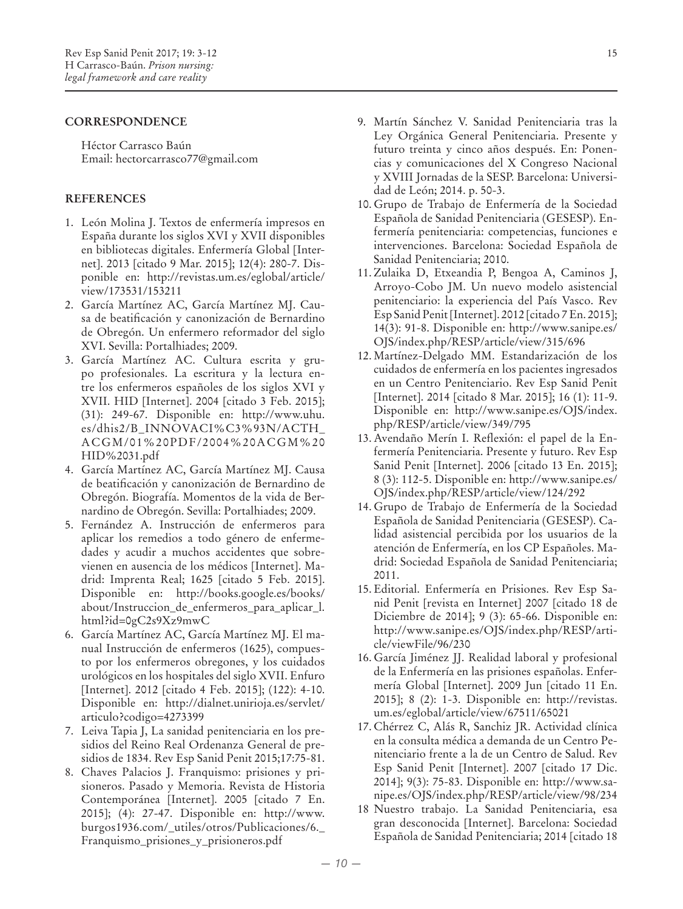## CORRESPONDENCE

Héctor Carrasco Baún
Email: hectorcarrasco77@gmail.com

## REFERENCES

1. León Molina J. Textos de enfermería impresos en España durante los siglos XVI y XVII disponibles en bibliotecas digitales. Enfermería Global [Internet]. 2013 [citado 9 Mar. 2015]; 12(4): 280-7. Disponible en: http://revistas.um.es/eglobal/article/view/173531/153211
2. García Martínez AC, García Martínez MJ. Causa de beatificación y canonización de Bernardino de Obregón. Un enfermero reformador del siglo XVI. Sevilla: Portalhiades; 2009.
3. García Martínez AC. Cultura escrita y grupo profesionales. La escritura y la lectura entre los enfermeros españoles de los siglos XVI y XVII. HID [Internet]. 2004 [citado 3 Feb. 2015]; (31): 249-67. Disponible en: http://www.uhu.es/dhis2/B_INNOVACI%C3%93N/ACTH_ACGM/01%20PDF/2004%20ACGM%20HID%2031.pdf
4. García Martínez AC, García Martínez MJ. Causa de beatificación y canonización de Bernardino de Obregón. Biografía. Momentos de la vida de Bernardino de Obregón. Sevilla: Portalhiades; 2009.
5. Fernández A. Instrucción de enfermeros para aplicar los remedios a todo género de enfermedades y acudir a muchos accidentes que sobrevienen en ausencia de los médicos [Internet]. Madrid: Imprenta Real; 1625 [citado 5 Feb. 2015]. Disponible en: http://books.google.es/books/about/Instruccion_de_enfermeros_para_aplicar_l.html?id=0gC2s9Xz9mwC
6. García Martínez AC, García Martínez MJ. El manual Instrucción de enfermeros (1625), compuesto por los enfermeros obregones, y los cuidados urológicos en los hospitales del siglo XVII. Enfuro [Internet]. 2012 [citado 4 Feb. 2015]; (122): 4-10. Disponible en: http://dialnet.unirioja.es/servlet/articulo?codigo=4273399
7. Leiva Tapia J, La sanidad penitenciaria en los presidios del Reino Real Ordenanza General de presidios de 1834. Rev Esp Sanid Penit 2015;17:75-81.
8. Chaves Palacios J. Franquismo: prisiones y prisioneros. Pasado y Memoria. Revista de Historia Contemporánea [Internet]. 2005 [citado 7 En. 2015]; (4): 27-47. Disponible en: http://www.burgos1936.com/_utiles/otros/Publicaciones/6._Franquismo_prisiones_y_prisioneros.pdf
9. Martín Sánchez V. Sanidad Penitenciaria tras la Ley Orgánica General Penitenciaria. Presente y futuro treinta y cinco años después. En: Ponencias y comunicaciones del X Congreso Nacional y XVIII Jornadas de la SESP. Barcelona: Universidad de León; 2014. p. 50-3.
10. Grupo de Trabajo de Enfermería de la Sociedad Española de Sanidad Penitenciaria (GESESP). Enfermería penitenciaria: competencias, funciones e intervenciones. Barcelona: Sociedad Española de Sanidad Penitenciaria; 2010.
11. Zulaika D, Etxeandia P, Bengoa A, Caminos J, Arroyo-Cobo JM. Un nuevo modelo asistencial penitenciario: la experiencia del País Vasco. Rev Esp Sanid Penit [Internet]. 2012 [citado 7 En. 2015]; 14(3): 91-8. Disponible en: http://www.sanipe.es/OJS/index.php/RESP/article/view/315/696
12. Martínez-Delgado MM. Estandarización de los cuidados de enfermería en los pacientes ingresados en un Centro Penitenciario. Rev Esp Sanid Penit [Internet]. 2014 [citado 8 Mar. 2015]; 16 (1): 11-9. Disponible en: http://www.sanipe.es/OJS/index.php/RESP/article/view/349/795
13. Avendaño Merín I. Reflexión: el papel de la Enfermería Penitenciaria. Presente y futuro. Rev Esp Sanid Penit [Internet]. 2006 [citado 13 En. 2015]; 8 (3): 112-5. Disponible en: http://www.sanipe.es/OJS/index.php/RESP/article/view/124/292
14. Grupo de Trabajo de Enfermería de la Sociedad Española de Sanidad Penitenciaria (GESESP). Calidad asistencial percibida por los usuarios de la atención de Enfermería, en los CP Españoles. Madrid: Sociedad Española de Sanidad Penitenciaria; 2011.
15. Editorial. Enfermería en Prisiones. Rev Esp Sanid Penit [revista en Internet] 2007 [citado 18 de Diciembre de 2014]; 9 (3): 65-66. Disponible en: http://www.sanipe.es/OJS/index.php/RESP/article/viewFile/96/230
16. García Jiménez JJ. Realidad laboral y profesional de la Enfermería en las prisiones españolas. Enfermería Global [Internet]. 2009 Jun [citado 11 En. 2015]; 8 (2): 1-3. Disponible en: http://revistas.um.es/eglobal/article/view/67511/65021
17. Chérrez C, Alás R, Sanchiz JR. Actividad clínica en la consulta médica a demanda de un Centro Penitenciario frente a la de un Centro de Salud. Rev Esp Sanid Penit [Internet]. 2007 [citado 17 Dic. 2014]; 9(3): 75-83. Disponible en: http://www.sanipe.es/OJS/index.php/RESP/article/view/98/234
18 Nuestro trabajo. La Sanidad Penitenciaria, esa gran desconocida [Internet]. Barcelona: Sociedad Española de Sanidad Penitenciaria; 2014 [citado 18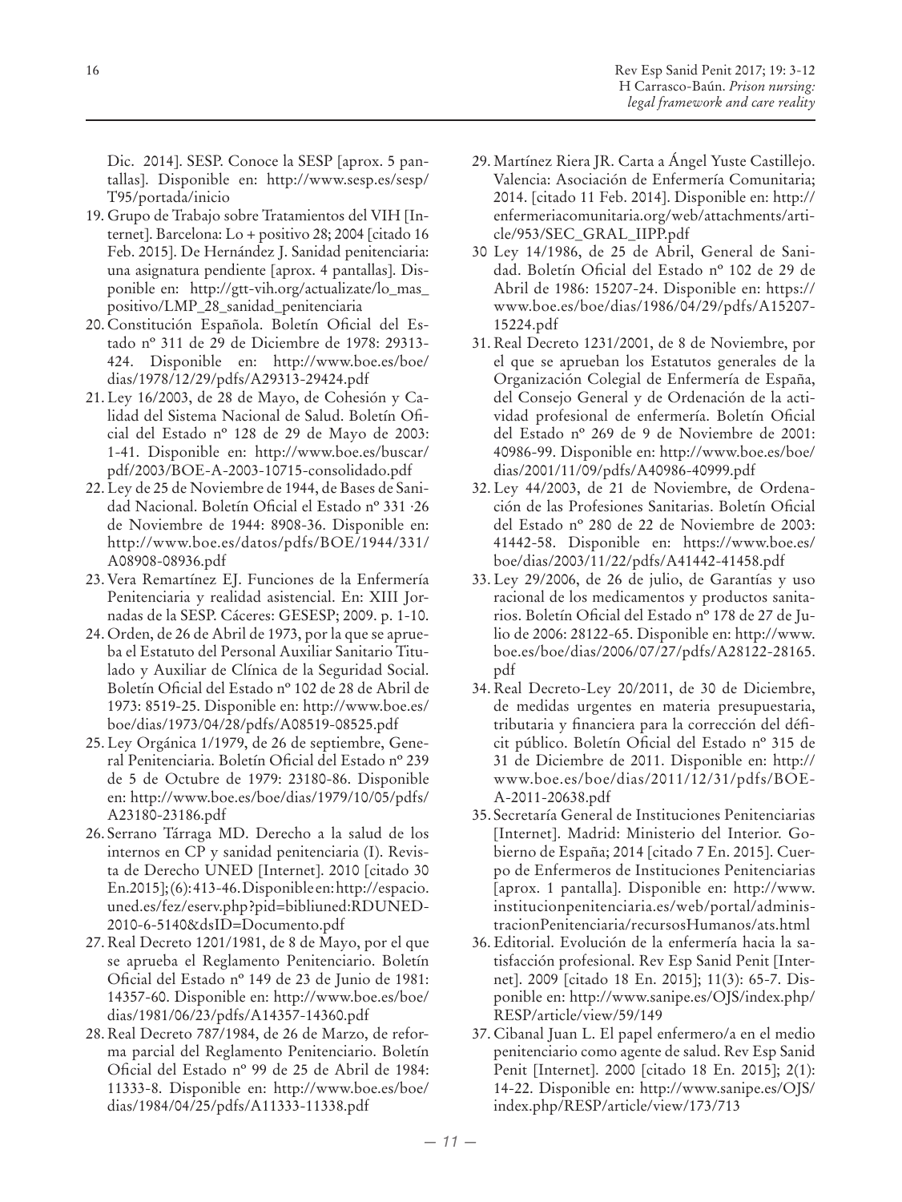Dic. 2014]. SESP. Conoce la SESP [aprox. 5 pantallas]. Disponible en: http://www.sesp.es/sesp/T95/portada/inicio

19. Grupo de Trabajo sobre Tratamientos del VIH [Internet]. Barcelona: Lo + positivo 28; 2004 [citado 16 Feb. 2015]. De Hernández J. Sanidad penitenciaria: una asignatura pendiente [aprox. 4 pantallas]. Disponible en: http://gtt-vih.org/actualizate/lo_mas_positivo/LMP_28_sanidad_penitenciaria
20. Constitución Española. Boletín Oficial del Estado nº 311 de 29 de Diciembre de 1978: 29313-424. Disponible en: http://www.boe.es/boe/dias/1978/12/29/pdfs/A29313-29424.pdf
21. Ley 16/2003, de 28 de Mayo, de Cohesión y Calidad del Sistema Nacional de Salud. Boletín Oficial del Estado nº 128 de 29 de Mayo de 2003: 1-41. Disponible en: http://www.boe.es/buscar/pdf/2003/BOE-A-2003-10715-consolidado.pdf
22. Ley de 25 de Noviembre de 1944, de Bases de Sanidad Nacional. Boletín Oficial el Estado nº 331 ·26 de Noviembre de 1944: 8908-36. Disponible en: http://www.boe.es/datos/pdfs/BOE/1944/331/A08908-08936.pdf
23. Vera Remartínez EJ. Funciones de la Enfermería Penitenciaria y realidad asistencial. En: XIII Jornadas de la SESP. Cáceres: GESESP; 2009. p. 1-10.
24. Orden, de 26 de Abril de 1973, por la que se aprueba el Estatuto del Personal Auxiliar Sanitario Titulado y Auxiliar de Clínica de la Seguridad Social. Boletín Oficial del Estado nº 102 de 28 de Abril de 1973: 8519-25. Disponible en: http://www.boe.es/boe/dias/1973/04/28/pdfs/A08519-08525.pdf
25. Ley Orgánica 1/1979, de 26 de septiembre, General Penitenciaria. Boletín Oficial del Estado nº 239 de 5 de Octubre de 1979: 23180-86. Disponible en: http://www.boe.es/boe/dias/1979/10/05/pdfs/A23180-23186.pdf
26. Serrano Tárraga MD. Derecho a la salud de los internos en CP y sanidad penitenciaria (I). Revista de Derecho UNED [Internet]. 2010 [citado 30 En.2015];(6):413-46. Disponible en: http://espacio.uned.es/fez/eserv.php?pid=bibliuned:RDUNED-2010-6-5140&dsID=Documento.pdf
27. Real Decreto 1201/1981, de 8 de Mayo, por el que se aprueba el Reglamento Penitenciario. Boletín Oficial del Estado nº 149 de 23 de Junio de 1981: 14357-60. Disponible en: http://www.boe.es/boe/dias/1981/06/23/pdfs/A14357-14360.pdf
28. Real Decreto 787/1984, de 26 de Marzo, de reforma parcial del Reglamento Penitenciario. Boletín Oficial del Estado nº 99 de 25 de Abril de 1984: 11333-8. Disponible en: http://www.boe.es/boe/dias/1984/04/25/pdfs/A11333-11338.pdf
29. Martínez Riera JR. Carta a Ángel Yuste Castillejo. Valencia: Asociación de Enfermería Comunitaria; 2014. [citado 11 Feb. 2014]. Disponible en: http://enfermeriacomunitaria.org/web/attachments/article/953/SEC_GRAL_IIPP.pdf
30. Ley 14/1986, de 25 de Abril, General de Sanidad. Boletín Oficial del Estado nº 102 de 29 de Abril de 1986: 15207-24. Disponible en: https://www.boe.es/boe/dias/1986/04/29/pdfs/A15207-15224.pdf
31. Real Decreto 1231/2001, de 8 de Noviembre, por el que se aprueban los Estatutos generales de la Organización Colegial de Enfermería de España, del Consejo General y de Ordenación de la actividad profesional de enfermería. Boletín Oficial del Estado nº 269 de 9 de Noviembre de 2001: 40986-99. Disponible en: http://www.boe.es/boe/dias/2001/11/09/pdfs/A40986-40999.pdf
32. Ley 44/2003, de 21 de Noviembre, de Ordenación de las Profesiones Sanitarias. Boletín Oficial del Estado nº 280 de 22 de Noviembre de 2003: 41442-58. Disponible en: https://www.boe.es/boe/dias/2003/11/22/pdfs/A41442-41458.pdf
33. Ley 29/2006, de 26 de julio, de Garantías y uso racional de los medicamentos y productos sanitarios. Boletín Oficial del Estado nº 178 de 27 de Julio de 2006: 28122-65. Disponible en: http://www.boe.es/boe/dias/2006/07/27/pdfs/A28122-28165.pdf
34. Real Decreto-Ley 20/2011, de 30 de Diciembre, de medidas urgentes en materia presupuestaria, tributaria y financiera para la corrección del déficit público. Boletín Oficial del Estado nº 315 de 31 de Diciembre de 2011. Disponible en: http://www.boe.es/boe/dias/2011/12/31/pdfs/BOE-A-2011-20638.pdf
35. Secretaría General de Instituciones Penitenciarias [Internet]. Madrid: Ministerio del Interior. Gobierno de España; 2014 [citado 7 En. 2015]. Cuerpo de Enfermeros de Instituciones Penitenciarias [aprox. 1 pantalla]. Disponible en: http://www.institucionpenitenciaria.es/web/portal/administracionPenitenciaria/recursosHumanos/ats.html
36. Editorial. Evolución de la enfermería hacia la satisfacción profesional. Rev Esp Sanid Penit [Internet]. 2009 [citado 18 En. 2015]; 11(3): 65-7. Disponible en: http://www.sanipe.es/OJS/index.php/RESP/article/view/59/149
37. Cibanal Juan L. El papel enfermero/a en el medio penitenciario como agente de salud. Rev Esp Sanid Penit [Internet]. 2000 [citado 18 En. 2015]; 2(1): 14-22. Disponible en: http://www.sanipe.es/OJS/index.php/RESP/article/view/173/713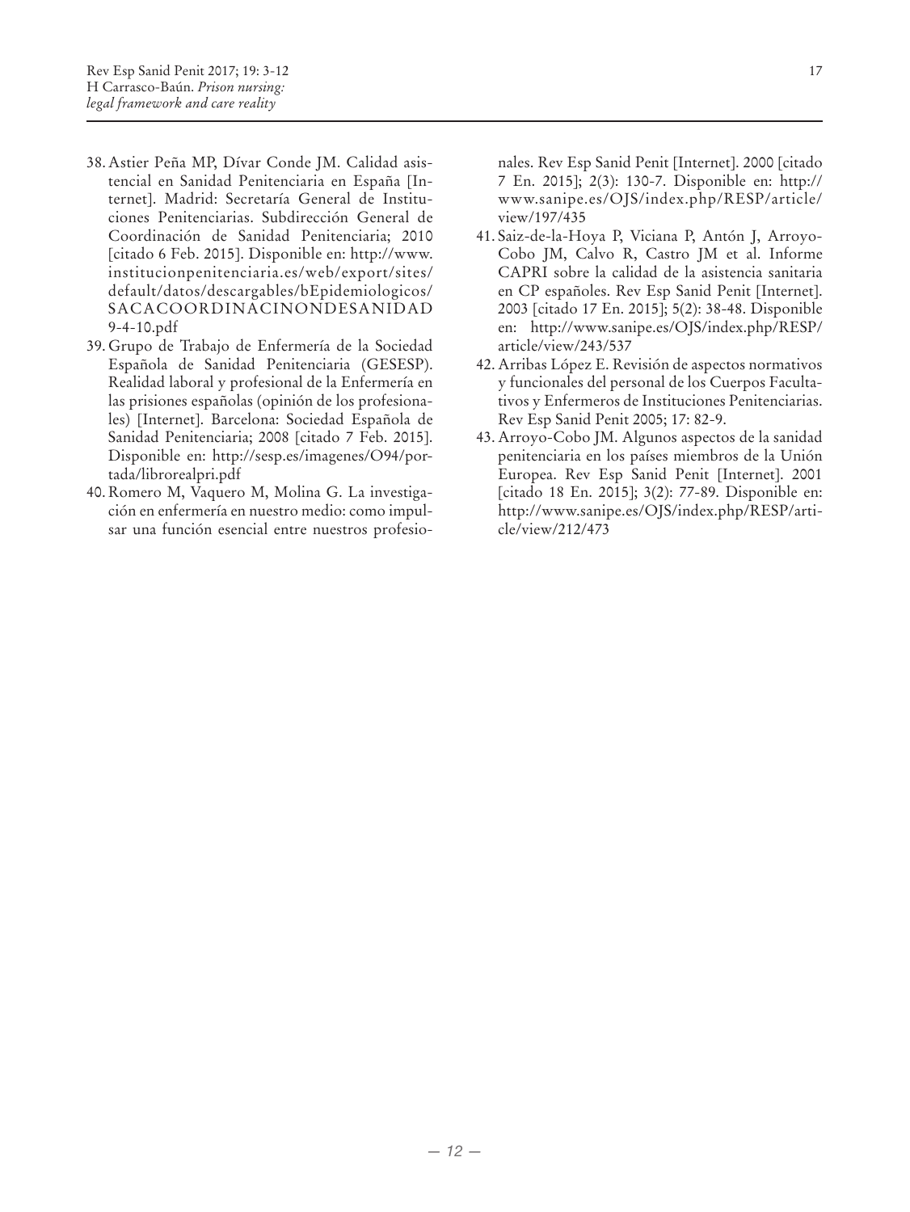38. Astier Peña MP, Dívar Conde JM. Calidad asistencial en Sanidad Penitenciaria en España [Internet]. Madrid: Secretaría General de Instituciones Penitenciarias. Subdirección General de Coordinación de Sanidad Penitenciaria; 2010 [citado 6 Feb. 2015]. Disponible en: http://www.institucionpenitenciaria.es/web/export/sites/default/datos/descargables/bEpidemiologicos/SACACOORDINACINONDESANIDAD9-4-10.pdf
39. Grupo de Trabajo de Enfermería de la Sociedad Española de Sanidad Penitenciaria (GESESP). Realidad laboral y profesional de la Enfermería en las prisiones españolas (opinión de los profesionales) [Internet]. Barcelona: Sociedad Española de Sanidad Penitenciaria; 2008 [citado 7 Feb. 2015]. Disponible en: http://sesp.es/imagenes/O94/portada/librorealpri.pdf
40. Romero M, Vaquero M, Molina G. La investigación en enfermería en nuestro medio: como impulsar una función esencial entre nuestros profesionales. Rev Esp Sanid Penit [Internet]. 2000 [citado 7 En. 2015]; 2(3): 130-7. Disponible en: http://www.sanipe.es/OJS/index.php/RESP/article/view/197/435
41. Saiz-de-la-Hoya P, Viciana P, Antón J, Arroyo-Cobo JM, Calvo R, Castro JM et al. Informe CAPRI sobre la calidad de la asistencia sanitaria en CP españoles. Rev Esp Sanid Penit [Internet]. 2003 [citado 17 En. 2015]; 5(2): 38-48. Disponible en: http://www.sanipe.es/OJS/index.php/RESP/article/view/243/537
42. Arribas López E. Revisión de aspectos normativos y funcionales del personal de los Cuerpos Facultativos y Enfermeros de Instituciones Penitenciarias. Rev Esp Sanid Penit 2005; 17: 82-9.
43. Arroyo-Cobo JM. Algunos aspectos de la sanidad penitenciaria en los países miembros de la Unión Europea. Rev Esp Sanid Penit [Internet]. 2001 [citado 18 En. 2015]; 3(2): 77-89. Disponible en: http://www.sanipe.es/OJS/index.php/RESP/article/view/212/473